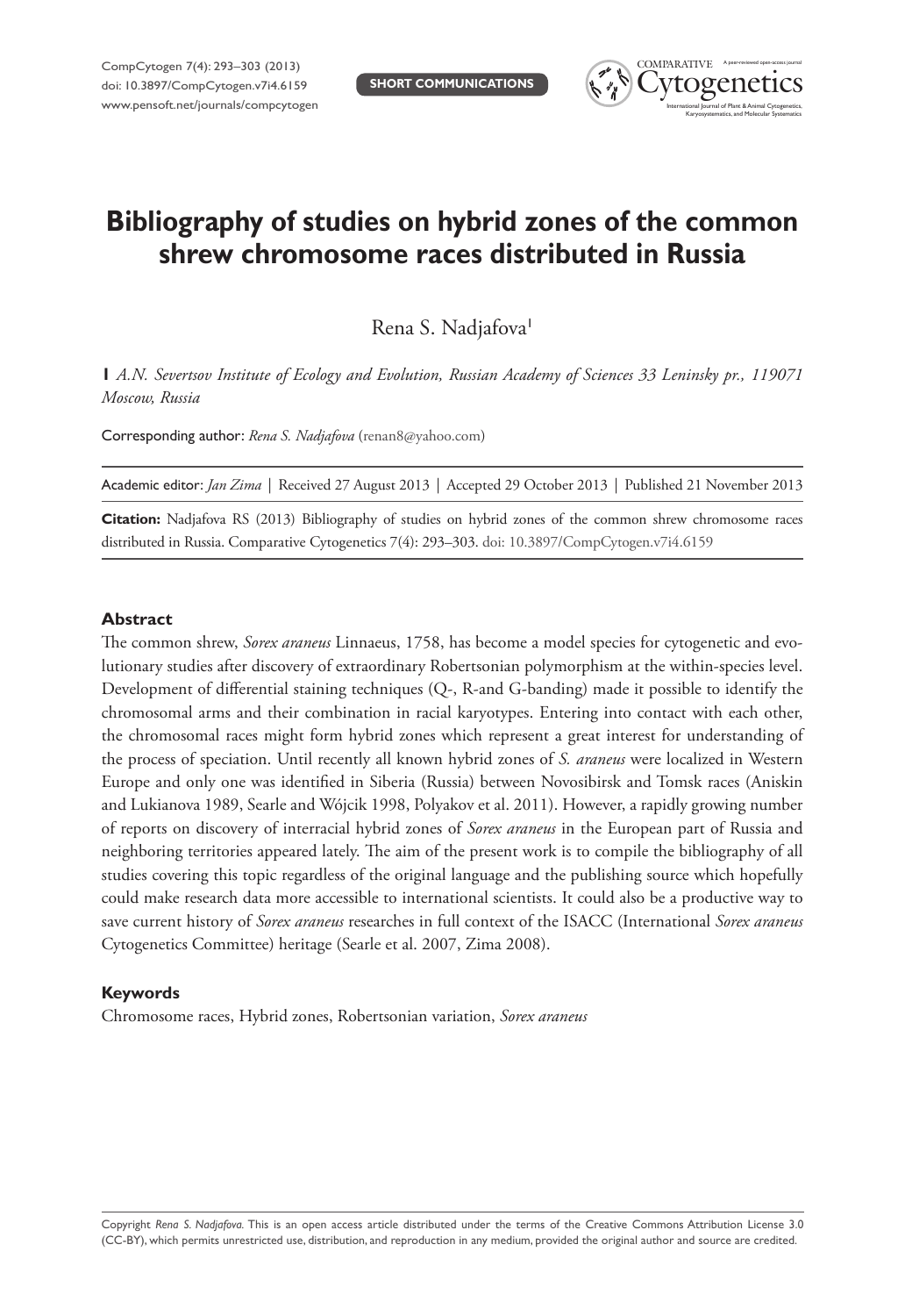# Bibliography of studies on hybrid zones of the common shrew chromosome races distributed in Russia

Rena S. Nadjafova[1]

**1** *A.N. Severtsov Institute of Ecology and Evolution, Russian Academy of Sciences 33 Leninsky pr., 119071 Moscow, Russia*

Corresponding author: *Rena S. Nadjafova* (renan8@yahoo.com)

Academic editor: *Jan Zima* | Received 27 August 2013 | Accepted 29 October 2013 | Published 21 November 2013

**Citation:** Nadjafova RS (2013) Bibliography of studies on hybrid zones of the common shrew chromosome races distributed in Russia. Comparative Cytogenetics 7(4): 293–303. doi: 10.3897/CompCytogen.v7i4.6159

## Abstract

The common shrew, *Sorex araneus* Linnaeus, 1758, has become a model species for cytogenetic and evolutionary studies after discovery of extraordinary Robertsonian polymorphism at the within-species level. Development of differential staining techniques (Q-, R-and G-banding) made it possible to identify the chromosomal arms and their combination in racial karyotypes. Entering into contact with each other, the chromosomal races might form hybrid zones which represent a great interest for understanding of the process of speciation. Until recently all known hybrid zones of *S. araneus* were localized in Western Europe and only one was identified in Siberia (Russia) between Novosibirsk and Tomsk races (Aniskin and Lukianova 1989, Searle and Wójcik 1998, Polyakov et al. 2011). However, a rapidly growing number of reports on discovery of interracial hybrid zones of *Sorex araneus* in the European part of Russia and neighboring territories appeared lately. The aim of the present work is to compile the bibliography of all studies covering this topic regardless of the original language and the publishing source which hopefully could make research data more accessible to international scientists. It could also be a productive way to save current history of *Sorex araneus* researches in full context of the ISACC (International *Sorex araneus* Cytogenetics Committee) heritage (Searle et al. 2007, Zima 2008).

### Keywords

Chromosome races, Hybrid zones, Robertsonian variation, *Sorex araneus*

Copyright *Rena S. Nadjafova.* This is an open access article distributed under the terms of the Creative Commons Attribution License 3.0 (CC-BY), which permits unrestricted use, distribution, and reproduction in any medium, provided the original author and source are credited.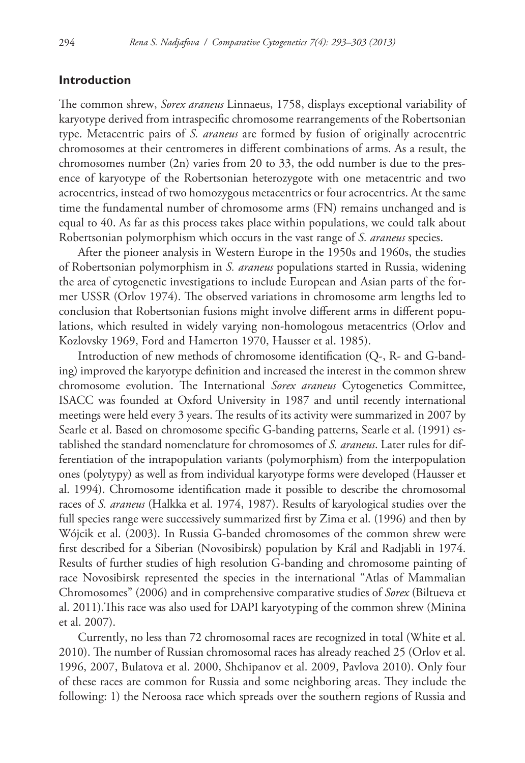## Introduction

The common shrew, *Sorex araneus* Linnaeus, 1758, displays exceptional variability of karyotype derived from intraspecific chromosome rearrangements of the Robertsonian type. Metacentric pairs of *S. araneus* are formed by fusion of originally acrocentric chromosomes at their centromeres in different combinations of arms. As a result, the chromosomes number (2n) varies from 20 to 33, the odd number is due to the presence of karyotype of the Robertsonian heterozygote with one metacentric and two acrocentrics, instead of two homozygous metacentrics or four acrocentrics. At the same time the fundamental number of chromosome arms (FN) remains unchanged and is equal to 40. As far as this process takes place within populations, we could talk about Robertsonian polymorphism which occurs in the vast range of *S. araneus* species.

After the pioneer analysis in Western Europe in the 1950s and 1960s, the studies of Robertsonian polymorphism in *S. araneus* populations started in Russia, widening the area of cytogenetic investigations to include European and Asian parts of the former USSR (Orlov 1974). The observed variations in chromosome arm lengths led to conclusion that Robertsonian fusions might involve different arms in different populations, which resulted in widely varying non-homologous metacentrics (Orlov and Kozlovsky 1969, Ford and Hamerton 1970, Hausser et al. 1985).

Introduction of new methods of chromosome identification (Q-, R- and G-banding) improved the karyotype definition and increased the interest in the common shrew chromosome evolution. The International *Sorex araneus* Cytogenetics Committee, ISACC was founded at Oxford University in 1987 and until recently international meetings were held every 3 years. The results of its activity were summarized in 2007 by Searle et al. Based on chromosome specific G-banding patterns, Searle et al. (1991) established the standard nomenclature for chromosomes of *S. araneus*. Later rules for differentiation of the intrapopulation variants (polymorphism) from the interpopulation ones (polytypy) as well as from individual karyotype forms were developed (Hausser et al. 1994). Chromosome identification made it possible to describe the chromosomal races of *S. araneus* (Halkka et al. 1974, 1987). Results of karyological studies over the full species range were successively summarized first by Zima et al. (1996) and then by Wójcik et al. (2003). In Russia G-banded chromosomes of the common shrew were first described for a Siberian (Novosibirsk) population by Král and Radjabli in 1974. Results of further studies of high resolution G-banding and chromosome painting of race Novosibirsk represented the species in the international "Atlas of Mammalian Chromosomes" (2006) and in comprehensive comparative studies of *Sorex* (Biltueva et al. 2011).This race was also used for DAPI karyotyping of the common shrew (Minina et al. 2007).

Currently, no less than 72 chromosomal races are recognized in total (White et al. 2010). The number of Russian chromosomal races has already reached 25 (Orlov et al. 1996, 2007, Bulatova et al. 2000, Shchipanov et al. 2009, Pavlova 2010). Only four of these races are common for Russia and some neighboring areas. They include the following: 1) the Neroosa race which spreads over the southern regions of Russia and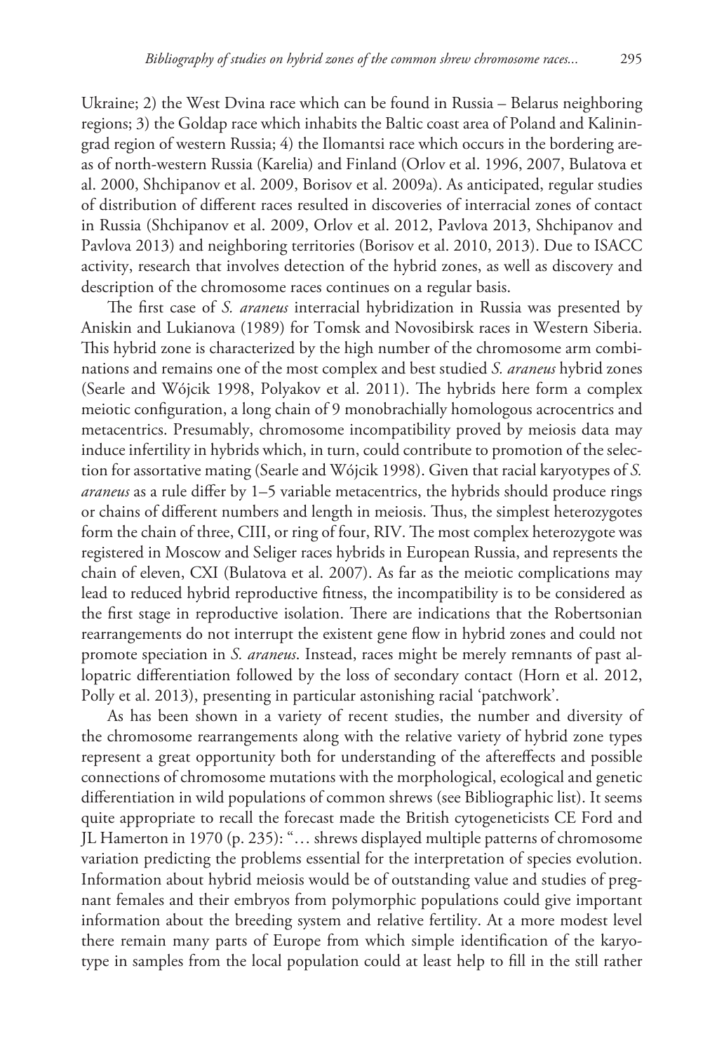Ukraine; 2) the West Dvina race which can be found in Russia – Belarus neighboring regions; 3) the Goldap race which inhabits the Baltic coast area of Poland and Kaliningrad region of western Russia; 4) the Ilomantsi race which occurs in the bordering areas of north-western Russia (Karelia) and Finland (Orlov et al. 1996, 2007, Bulatova et al. 2000, Shchipanov et al. 2009, Borisov et al. 2009a). As anticipated, regular studies of distribution of different races resulted in discoveries of interracial zones of contact in Russia (Shchipanov et al. 2009, Orlov et al. 2012, Pavlova 2013, Shchipanov and Pavlova 2013) and neighboring territories (Borisov et al. 2010, 2013). Due to ISACC activity, research that involves detection of the hybrid zones, as well as discovery and description of the chromosome races continues on a regular basis.

The first case of *S. araneus* interracial hybridization in Russia was presented by Aniskin and Lukianova (1989) for Tomsk and Novosibirsk races in Western Siberia. This hybrid zone is characterized by the high number of the chromosome arm combinations and remains one of the most complex and best studied *S. araneus* hybrid zones (Searle and Wójcik 1998, Polyakov et al. 2011). The hybrids here form a complex meiotic configuration, a long chain of 9 monobrachially homologous acrocentrics and metacentrics. Presumably, chromosome incompatibility proved by meiosis data may induce infertility in hybrids which, in turn, could contribute to promotion of the selection for assortative mating (Searle and Wójcik 1998). Given that racial karyotypes of *S. araneus* as a rule differ by 1–5 variable metacentrics, the hybrids should produce rings or chains of different numbers and length in meiosis. Thus, the simplest heterozygotes form the chain of three, CIII, or ring of four, RIV. The most complex heterozygote was registered in Moscow and Seliger races hybrids in European Russia, and represents the chain of eleven, CXI (Bulatova et al. 2007). As far as the meiotic complications may lead to reduced hybrid reproductive fitness, the incompatibility is to be considered as the first stage in reproductive isolation. There are indications that the Robertsonian rearrangements do not interrupt the existent gene flow in hybrid zones and could not promote speciation in *S. araneus*. Instead, races might be merely remnants of past allopatric differentiation followed by the loss of secondary contact (Horn et al. 2012, Polly et al. 2013), presenting in particular astonishing racial 'patchwork'.

As has been shown in a variety of recent studies, the number and diversity of the chromosome rearrangements along with the relative variety of hybrid zone types represent a great opportunity both for understanding of the aftereffects and possible connections of chromosome mutations with the morphological, ecological and genetic differentiation in wild populations of common shrews (see Bibliographic list). It seems quite appropriate to recall the forecast made the British cytogeneticists CE Ford and JL Hamerton in 1970 (p. 235): "… shrews displayed multiple patterns of chromosome variation predicting the problems essential for the interpretation of species evolution. Information about hybrid meiosis would be of outstanding value and studies of pregnant females and their embryos from polymorphic populations could give important information about the breeding system and relative fertility. At a more modest level there remain many parts of Europe from which simple identification of the karyotype in samples from the local population could at least help to fill in the still rather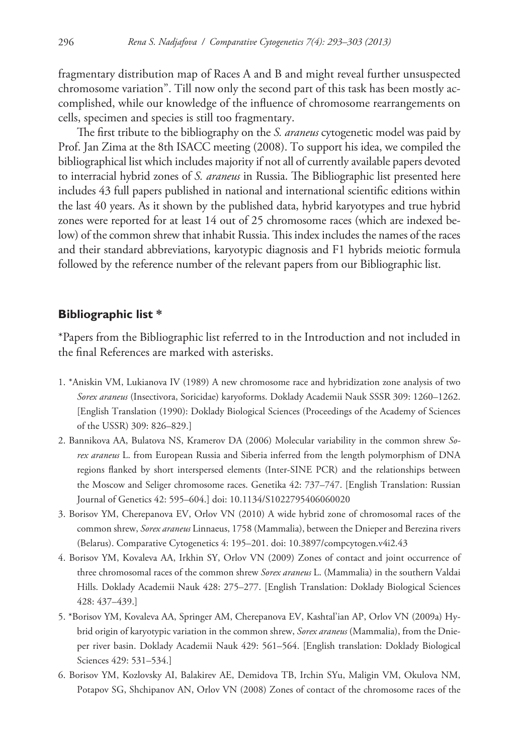fragmentary distribution map of Races A and B and might reveal further unsuspected chromosome variation". Till now only the second part of this task has been mostly accomplished, while our knowledge of the influence of chromosome rearrangements on cells, specimen and species is still too fragmentary.

The first tribute to the bibliography on the *S. araneus* cytogenetic model was paid by Prof. Jan Zima at the 8th ISACC meeting (2008). To support his idea, we compiled the bibliographical list which includes majority if not all of currently available papers devoted to interracial hybrid zones of *S. araneus* in Russia. The Bibliographic list presented here includes 43 full papers published in national and international scientific editions within the last 40 years. As it shown by the published data, hybrid karyotypes and true hybrid zones were reported for at least 14 out of 25 chromosome races (which are indexed below) of the common shrew that inhabit Russia. This index includes the names of the races and their standard abbreviations, karyotypic diagnosis and F1 hybrids meiotic formula followed by the reference number of the relevant papers from our Bibliographic list.

## Bibliographic list *

*Papers from the Bibliographic list referred to in the Introduction and not included in the final References are marked with asterisks.

1. *Aniskin VM, Lukianova IV (1989) A new chromosome race and hybridization zone analysis of two *Sorex araneus* (Insectivora, Soricidae) karyoforms. Doklady Academii Nauk SSSR 309: 1260–1262. [English Translation (1990): Doklady Biological Sciences (Proceedings of the Academy of Sciences of the USSR) 309: 826–829.]
2. Bannikova AA, Bulatova NS, Kramerov DA (2006) Molecular variability in the common shrew *Sorex araneus* L. from European Russia and Siberia inferred from the length polymorphism of DNA regions flanked by short interspersed elements (Inter-SINE PCR) and the relationships between the Moscow and Seliger chromosome races. Genetika 42: 737–747. [English Translation: Russian Journal of Genetics 42: 595–604.] doi: 10.1134/S1022795406060020
3. Borisov YM, Cherepanova EV, Orlov VN (2010) A wide hybrid zone of chromosomal races of the common shrew, *Sorex araneus* Linnaeus, 1758 (Mammalia), between the Dnieper and Berezina rivers (Belarus). Comparative Cytogenetics 4: 195–201. doi: 10.3897/compcytogen.v4i2.43
4. Borisov YM, Kovaleva AA, Irkhin SY, Orlov VN (2009) Zones of contact and joint occurrence of three chromosomal races of the common shrew *Sorex araneus* L. (Mammalia) in the southern Valdai Hills. Doklady Academii Nauk 428: 275–277. [English Translation: Doklady Biological Sciences 428: 437–439.]
5. *Borisov YM, Kovaleva AA, Springer AM, Cherepanova EV, Kashtal'ian AP, Orlov VN (2009a) Hybrid origin of karyotypic variation in the common shrew, *Sorex araneus* (Mammalia), from the Dnieper river basin. Doklady Academii Nauk 429: 561–564. [English translation: Doklady Biological Sciences 429: 531–534.]
6. Borisov YM, Kozlovsky AI, Balakirev AE, Demidova TB, Irchin SYu, Maligin VM, Okulova NM, Potapov SG, Shchipanov AN, Orlov VN (2008) Zones of contact of the chromosome races of the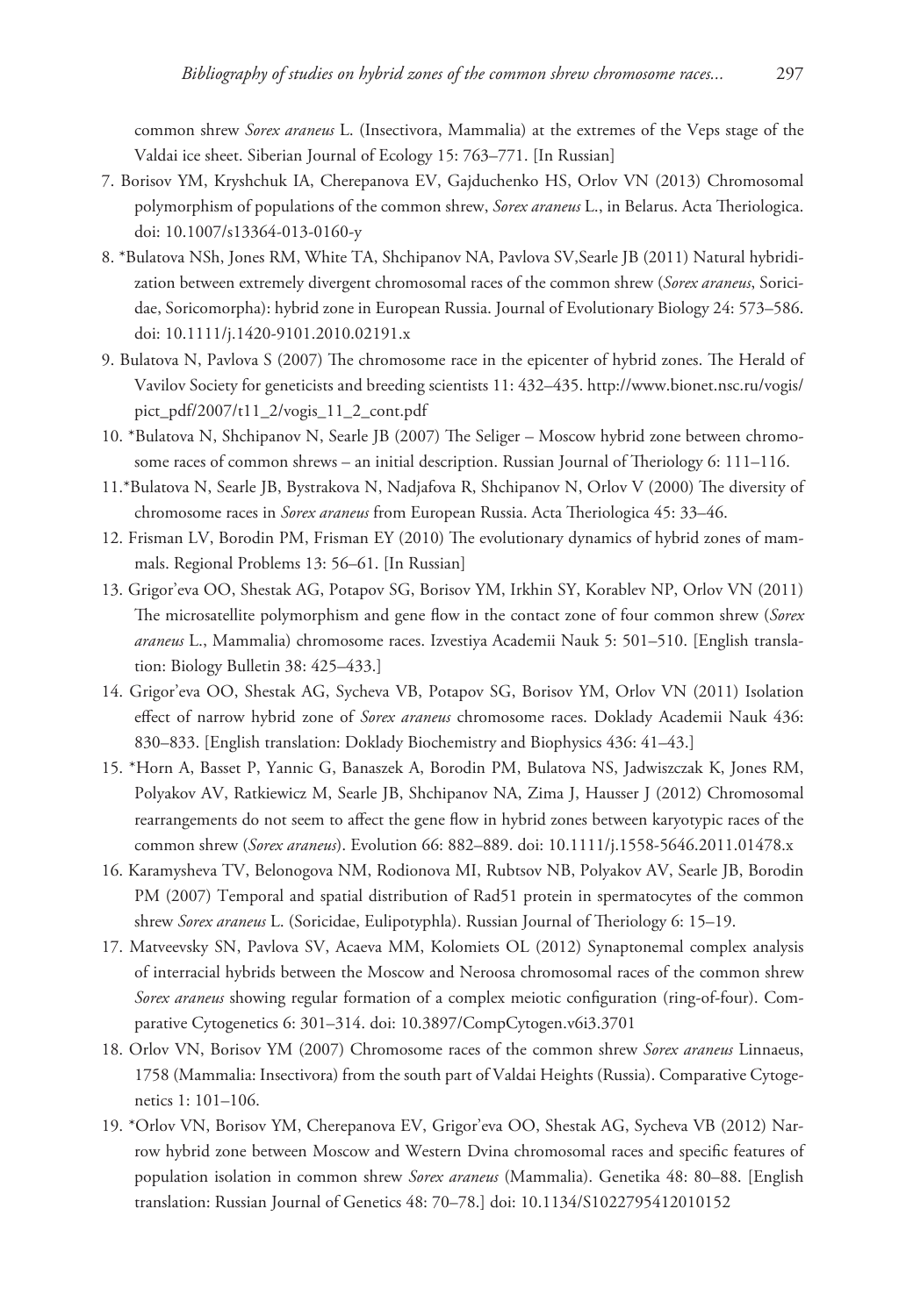common shrew *Sorex araneus* L. (Insectivora, Mammalia) at the extremes of the Veps stage of the Valdai ice sheet. Siberian Journal of Ecology 15: 763–771. [In Russian]

7. Borisov YM, Kryshchuk IA, Cherepanova EV, Gajduchenko HS, Orlov VN (2013) Chromosomal polymorphism of populations of the common shrew, *Sorex araneus* L., in Belarus. Acta Theriologica. doi: 10.1007/s13364-013-0160-y
8. *Bulatova NSh, Jones RM, White TA, Shchipanov NA, Pavlova SV,Searle JB (2011) Natural hybridization between extremely divergent chromosomal races of the common shrew (*Sorex araneus*, Soricidae, Soricomorpha): hybrid zone in European Russia. Journal of Evolutionary Biology 24: 573–586. doi: 10.1111/j.1420-9101.2010.02191.x
9. Bulatova N, Pavlova S (2007) The chromosome race in the epicenter of hybrid zones. The Herald of Vavilov Society for geneticists and breeding scientists 11: 432–435. http://www.bionet.nsc.ru/vogis/pict_pdf/2007/t11_2/vogis_11_2_cont.pdf
10. *Bulatova N, Shchipanov N, Searle JB (2007) The Seliger – Moscow hybrid zone between chromosome races of common shrews – an initial description. Russian Journal of Theriology 6: 111–116.
11. *Bulatova N, Searle JB, Bystrakova N, Nadjafova R, Shchipanov N, Orlov V (2000) The diversity of chromosome races in *Sorex araneus* from European Russia. Acta Theriologica 45: 33–46.
12. Frisman LV, Borodin PM, Frisman EY (2010) The evolutionary dynamics of hybrid zones of mammals. Regional Problems 13: 56–61. [In Russian]
13. Grigor'eva OO, Shestak AG, Potapov SG, Borisov YM, Irkhin SY, Korablev NP, Orlov VN (2011) The microsatellite polymorphism and gene flow in the contact zone of four common shrew (*Sorex araneus* L., Mammalia) chromosome races. Izvestiya Academii Nauk 5: 501–510. [English translation: Biology Bulletin 38: 425–433.]
14. Grigor'eva OO, Shestak AG, Sycheva VB, Potapov SG, Borisov YM, Orlov VN (2011) Isolation effect of narrow hybrid zone of *Sorex araneus* chromosome races. Doklady Academii Nauk 436: 830–833. [English translation: Doklady Biochemistry and Biophysics 436: 41–43.]
15. *Horn A, Basset P, Yannic G, Banaszek A, Borodin PM, Bulatova NS, Jadwiszczak K, Jones RM, Polyakov AV, Ratkiewicz M, Searle JB, Shchipanov NA, Zima J, Hausser J (2012) Chromosomal rearrangements do not seem to affect the gene flow in hybrid zones between karyotypic races of the common shrew (*Sorex araneus*). Evolution 66: 882–889. doi: 10.1111/j.1558-5646.2011.01478.x
16. Karamysheva TV, Belonogova NM, Rodionova MI, Rubtsov NB, Polyakov AV, Searle JB, Borodin PM (2007) Temporal and spatial distribution of Rad51 protein in spermatocytes of the common shrew *Sorex araneus* L. (Soricidae, Eulipotyphla). Russian Journal of Theriology 6: 15–19.
17. Matveevsky SN, Pavlova SV, Acaeva MM, Kolomiets OL (2012) Synaptonemal complex analysis of interracial hybrids between the Moscow and Neroosa chromosomal races of the common shrew *Sorex araneus* showing regular formation of a complex meiotic configuration (ring-of-four). Comparative Cytogenetics 6: 301–314. doi: 10.3897/CompCytogen.v6i3.3701
18. Orlov VN, Borisov YM (2007) Chromosome races of the common shrew *Sorex araneus* Linnaeus, 1758 (Mammalia: Insectivora) from the south part of Valdai Heights (Russia). Comparative Cytogenetics 1: 101–106.
19. *Orlov VN, Borisov YM, Cherepanova EV, Grigor'eva OO, Shestak AG, Sycheva VB (2012) Narrow hybrid zone between Moscow and Western Dvina chromosomal races and specific features of population isolation in common shrew *Sorex araneus* (Mammalia). Genetika 48: 80–88. [English translation: Russian Journal of Genetics 48: 70–78.] doi: 10.1134/S1022795412010152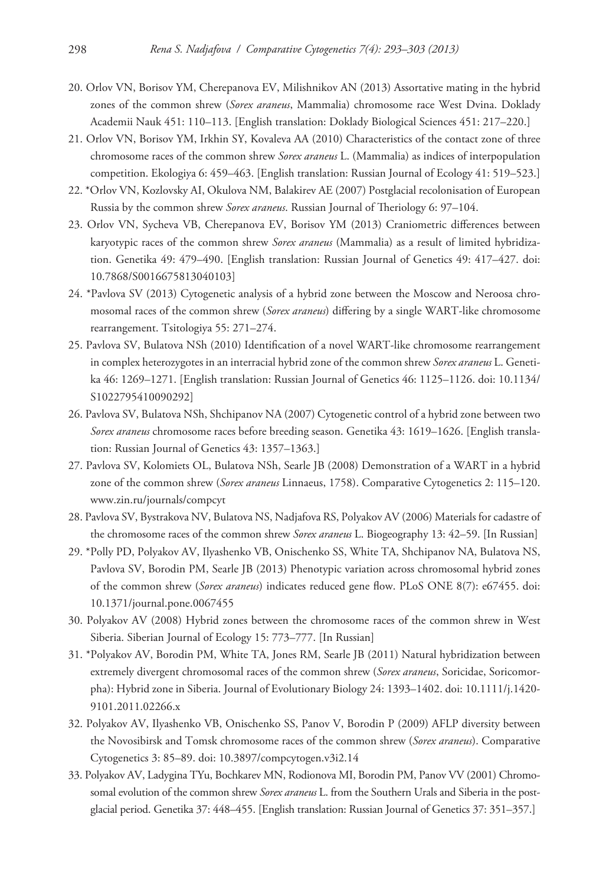20. Orlov VN, Borisov YM, Cherepanova EV, Milishnikov AN (2013) Assortative mating in the hybrid zones of the common shrew (*Sorex araneus*, Mammalia) chromosome race West Dvina. Doklady Academii Nauk 451: 110–113. [English translation: Doklady Biological Sciences 451: 217–220.]
21. Orlov VN, Borisov YM, Irkhin SY, Kovaleva AA (2010) Characteristics of the contact zone of three chromosome races of the common shrew *Sorex araneus* L. (Mammalia) as indices of interpopulation competition. Ekologiya 6: 459–463. [English translation: Russian Journal of Ecology 41: 519–523.]
22. *Orlov VN, Kozlovsky AI, Okulova NM, Balakirev AE (2007) Postglacial recolonisation of European Russia by the common shrew *Sorex araneus*. Russian Journal of Theriology 6: 97–104.
23. Orlov VN, Sycheva VB, Cherepanova EV, Borisov YM (2013) Craniometric differences between karyotypic races of the common shrew *Sorex araneus* (Mammalia) as a result of limited hybridization. Genetika 49: 479–490. [English translation: Russian Journal of Genetics 49: 417–427. doi: 10.7868/S0016675813040103]
24. *Pavlova SV (2013) Cytogenetic analysis of a hybrid zone between the Moscow and Neroosa chromosomal races of the common shrew (*Sorex araneus*) differing by a single WART-like chromosome rearrangement. Tsitologiya 55: 271–274.
25. Pavlova SV, Bulatova NSh (2010) Identification of a novel WART-like chromosome rearrangement in complex heterozygotes in an interracial hybrid zone of the common shrew *Sorex araneus* L. Genetika 46: 1269–1271. [English translation: Russian Journal of Genetics 46: 1125–1126. doi: 10.1134/S1022795410090292]
26. Pavlova SV, Bulatova NSh, Shchipanov NA (2007) Cytogenetic control of a hybrid zone between two *Sorex araneus* chromosome races before breeding season. Genetika 43: 1619–1626. [English translation: Russian Journal of Genetics 43: 1357–1363.]
27. Pavlova SV, Kolomiets OL, Bulatova NSh, Searle JB (2008) Demonstration of a WART in a hybrid zone of the common shrew (*Sorex araneus* Linnaeus, 1758). Comparative Cytogenetics 2: 115–120. www.zin.ru/journals/compcyt
28. Pavlova SV, Bystrakova NV, Bulatova NS, Nadjafova RS, Polyakov AV (2006) Materials for cadastre of the chromosome races of the common shrew *Sorex araneus* L. Biogeography 13: 42–59. [In Russian]
29. *Polly PD, Polyakov AV, Ilyashenko VB, Onischenko SS, White TA, Shchipanov NA, Bulatova NS, Pavlova SV, Borodin PM, Searle JB (2013) Phenotypic variation across chromosomal hybrid zones of the common shrew (*Sorex araneus*) indicates reduced gene flow. PLoS ONE 8(7): e67455. doi: 10.1371/journal.pone.0067455
30. Polyakov AV (2008) Hybrid zones between the chromosome races of the common shrew in West Siberia. Siberian Journal of Ecology 15: 773–777. [In Russian]
31. *Polyakov AV, Borodin PM, White TA, Jones RM, Searle JB (2011) Natural hybridization between extremely divergent chromosomal races of the common shrew (*Sorex araneus*, Soricidae, Soricomorpha): Hybrid zone in Siberia. Journal of Evolutionary Biology 24: 1393–1402. doi: 10.1111/j.1420-9101.2011.02266.x
32. Polyakov AV, Ilyashenko VB, Onischenko SS, Panov V, Borodin P (2009) AFLP diversity between the Novosibirsk and Tomsk chromosome races of the common shrew (*Sorex araneus*). Comparative Cytogenetics 3: 85–89. doi: 10.3897/compcytogen.v3i2.14
33. Polyakov AV, Ladygina TYu, Bochkarev MN, Rodionova MI, Borodin PM, Panov VV (2001) Chromosomal evolution of the common shrew *Sorex araneus* L. from the Southern Urals and Siberia in the postglacial period. Genetika 37: 448–455. [English translation: Russian Journal of Genetics 37: 351–357.]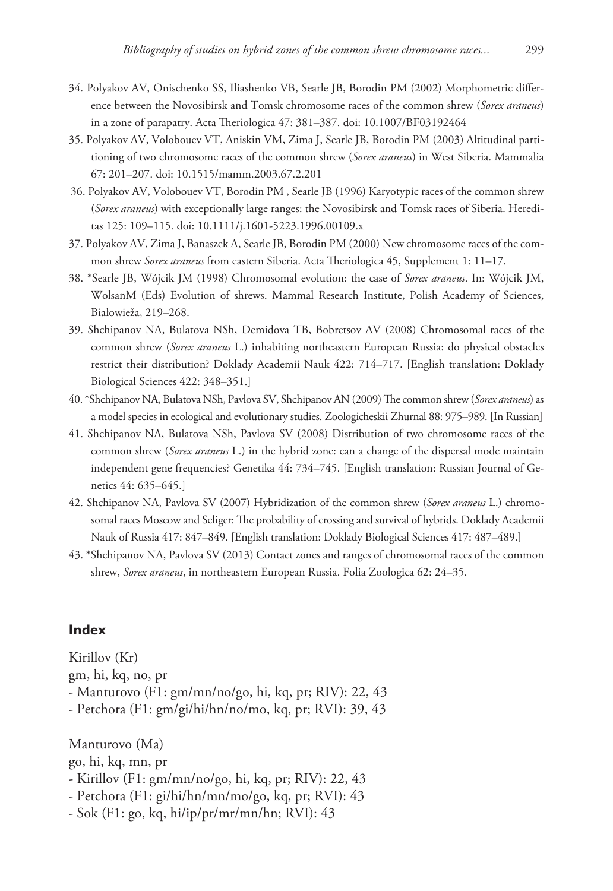34. Polyakov AV, Onischenko SS, Iliashenko VB, Searle JB, Borodin PM (2002) Morphometric difference between the Novosibirsk and Tomsk chromosome races of the common shrew (*Sorex araneus*) in a zone of parapatry. Acta Theriologica 47: 381–387. doi: 10.1007/BF03192464
35. Polyakov AV, Volobouev VT, Aniskin VM, Zima J, Searle JB, Borodin PM (2003) Altitudinal partitioning of two chromosome races of the common shrew (*Sorex araneus*) in West Siberia. Mammalia 67: 201–207. doi: 10.1515/mamm.2003.67.2.201
36. Polyakov AV, Volobouev VT, Borodin PM , Searle JB (1996) Karyotypic races of the common shrew (*Sorex araneus*) with exceptionally large ranges: the Novosibirsk and Tomsk races of Siberia. Hereditas 125: 109–115. doi: 10.1111/j.1601-5223.1996.00109.x
37. Polyakov AV, Zima J, Banaszek A, Searle JB, Borodin PM (2000) New chromosome races of the common shrew *Sorex araneus* from eastern Siberia. Acta Theriologica 45, Supplement 1: 11–17.
38. *Searle JB, Wójcik JM (1998) Chromosomal evolution: the case of *Sorex araneus*. In: Wójcik JM, WolsanM (Eds) Evolution of shrews. Mammal Research Institute, Polish Academy of Sciences, Białowieża, 219–268.
39. Shchipanov NA, Bulatova NSh, Demidova TB, Bobretsov AV (2008) Chromosomal races of the common shrew (*Sorex araneus* L.) inhabiting northeastern European Russia: do physical obstacles restrict their distribution? Doklady Academii Nauk 422: 714–717. [English translation: Doklady Biological Sciences 422: 348–351.]
40. *Shchipanov NA, Bulatova NSh, Pavlova SV, Shchipanov AN (2009) The common shrew (*Sorex araneus*) as a model species in ecological and evolutionary studies. Zoologicheskii Zhurnal 88: 975–989. [In Russian]
41. Shchipanov NA, Bulatova NSh, Pavlova SV (2008) Distribution of two chromosome races of the common shrew (*Sorex araneus* L.) in the hybrid zone: can a change of the dispersal mode maintain independent gene frequencies? Genetika 44: 734–745. [English translation: Russian Journal of Genetics 44: 635–645.]
42. Shchipanov NA, Pavlova SV (2007) Hybridization of the common shrew (*Sorex araneus* L.) chromosomal races Moscow and Seliger: The probability of crossing and survival of hybrids. Doklady Academii Nauk of Russia 417: 847–849. [English translation: Doklady Biological Sciences 417: 487–489.]
43. *Shchipanov NA, Pavlova SV (2013) Contact zones and ranges of chromosomal races of the common shrew, *Sorex araneus*, in northeastern European Russia. Folia Zoologica 62: 24–35.

## Index

Kirillov (Kr)
gm, hi, kq, no, pr
- Manturovo (F1: gm/mn/no/go, hi, kq, pr; RIV): 22, 43
- Petchora (F1: gm/gi/hi/hn/no/mo, kq, pr; RVI): 39, 43

Manturovo (Ma)
go, hi, kq, mn, pr
- Kirillov (F1: gm/mn/no/go, hi, kq, pr; RIV): 22, 43
- Petchora (F1: gi/hi/hn/mn/mo/go, kq, pr; RVI): 43
- Sok (F1: go, kq, hi/ip/pr/mr/mn/hn; RVI): 43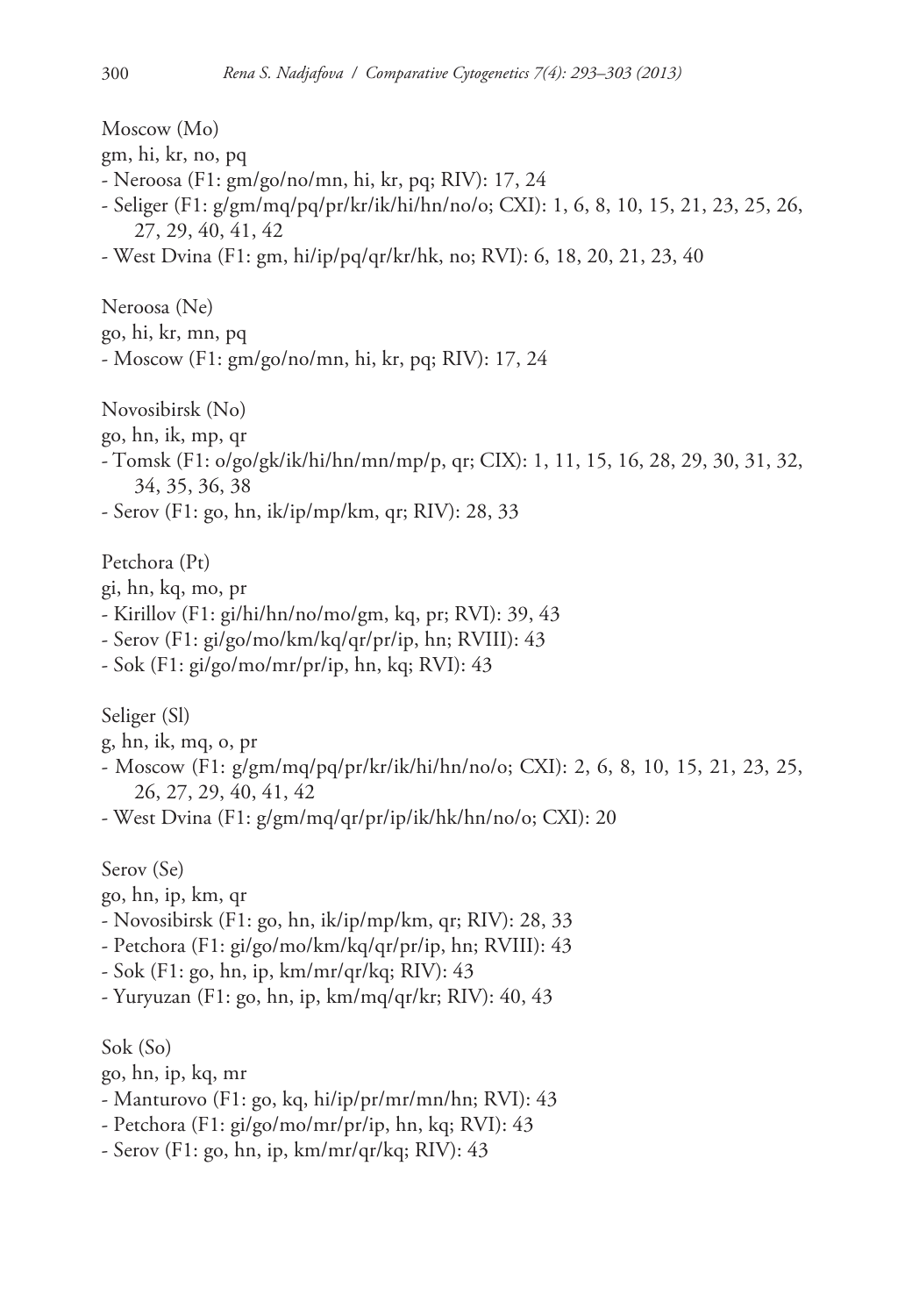Moscow (Mo)
gm, hi, kr, no, pq
- Neroosa (F1: gm/go/no/mn, hi, kr, pq; RIV): 17, 24
- Seliger (F1: g/gm/mq/pq/pr/kr/ik/hi/hn/no/o; CXI): 1, 6, 8, 10, 15, 21, 23, 25, 26, 27, 29, 40, 41, 42
- West Dvina (F1: gm, hi/ip/pq/qr/kr/hk, no; RVI): 6, 18, 20, 21, 23, 40

Neroosa (Ne)
go, hi, kr, mn, pq
- Moscow (F1: gm/go/no/mn, hi, kr, pq; RIV): 17, 24

Novosibirsk (No)
go, hn, ik, mp, qr
- Tomsk (F1: o/go/gk/ik/hi/hn/mn/mp/p, qr; CIX): 1, 11, 15, 16, 28, 29, 30, 31, 32, 34, 35, 36, 38
- Serov (F1: go, hn, ik/ip/mp/km, qr; RIV): 28, 33

Petchora (Pt)
gi, hn, kq, mo, pr
- Kirillov (F1: gi/hi/hn/no/mo/gm, kq, pr; RVI): 39, 43
- Serov (F1: gi/go/mo/km/kq/qr/pr/ip, hn; RVIII): 43
- Sok (F1: gi/go/mo/mr/pr/ip, hn, kq; RVI): 43

Seliger (Sl)
g, hn, ik, mq, o, pr
- Moscow (F1: g/gm/mq/pq/pr/kr/ik/hi/hn/no/o; CXI): 2, 6, 8, 10, 15, 21, 23, 25, 26, 27, 29, 40, 41, 42
- West Dvina (F1: g/gm/mq/qr/pr/ip/ik/hk/hn/no/o; CXI): 20

Serov (Se)
go, hn, ip, km, qr
- Novosibirsk (F1: go, hn, ik/ip/mp/km, qr; RIV): 28, 33
- Petchora (F1: gi/go/mo/km/kq/qr/pr/ip, hn; RVIII): 43
- Sok (F1: go, hn, ip, km/mr/qr/kq; RIV): 43
- Yuryuzan (F1: go, hn, ip, km/mq/qr/kr; RIV): 40, 43

Sok (So)
go, hn, ip, kq, mr
- Manturovo (F1: go, kq, hi/ip/pr/mr/mn/hn; RVI): 43
- Petchora (F1: gi/go/mo/mr/pr/ip, hn, kq; RVI): 43
- Serov (F1: go, hn, ip, km/mr/qr/kq; RIV): 43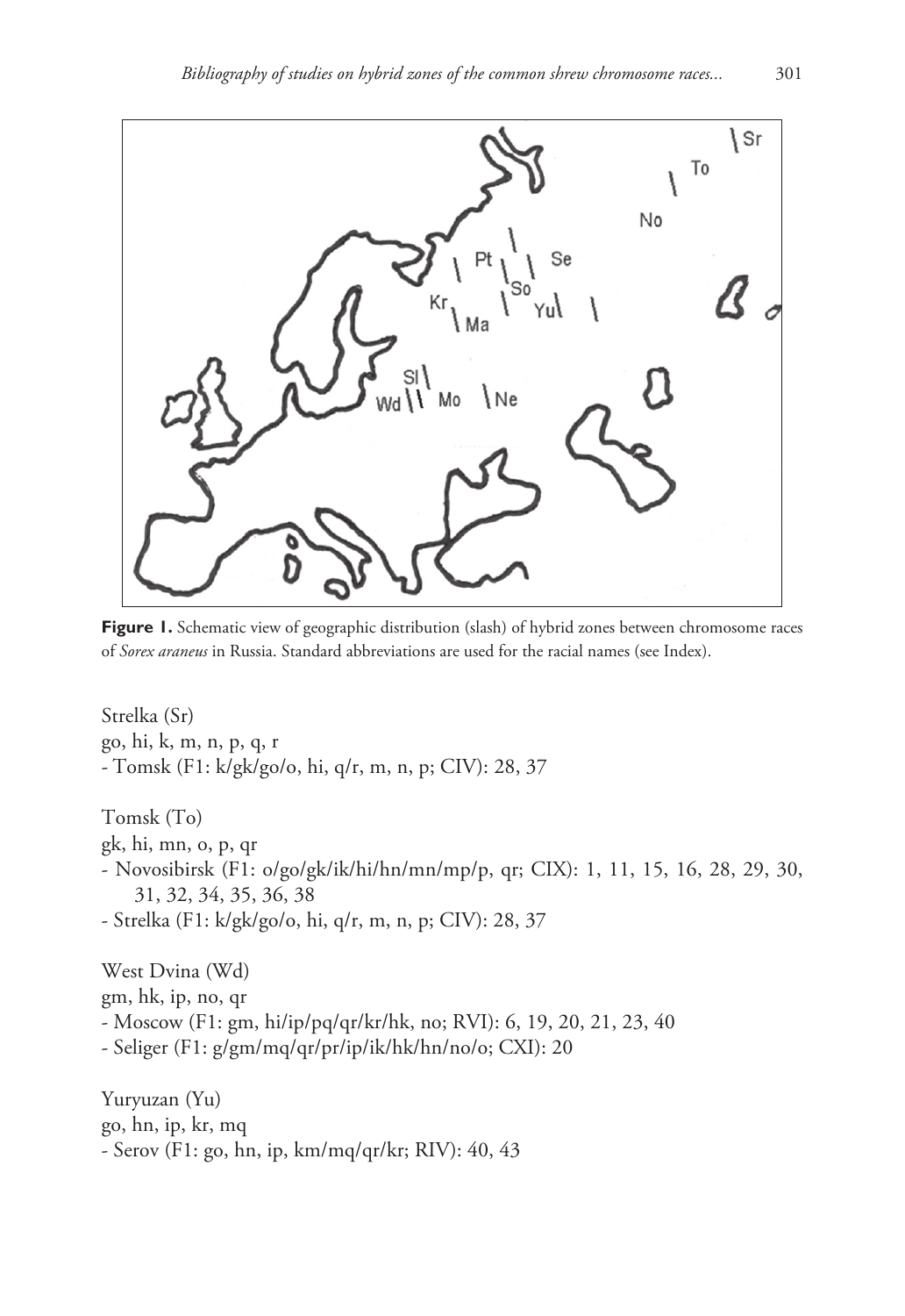**Figure 1.** Schematic view of geographic distribution (slash) of hybrid zones between chromosome races of *Sorex araneus* in Russia. Standard abbreviations are used for the racial names (see Index).

Strelka (Sr)
go, hi, k, m, n, p, q, r
- Tomsk (F1: k/gk/go/o, hi, q/r, m, n, p; CIV): 28, 37

Tomsk (To)
gk, hi, mn, o, p, qr
- Novosibirsk (F1: o/go/gk/ik/hi/hn/mn/mp/p, qr; CIX): 1, 11, 15, 16, 28, 29, 30, 31, 32, 34, 35, 36, 38
- Strelka (F1: k/gk/go/o, hi, q/r, m, n, p; CIV): 28, 37

West Dvina (Wd)
gm, hk, ip, no, qr
- Moscow (F1: gm, hi/ip/pq/qr/kr/hk, no; RVI): 6, 19, 20, 21, 23, 40
- Seliger (F1: g/gm/mq/qr/pr/ip/ik/hk/hn/no/o; CXI): 20

Yuryuzan (Yu)
go, hn, ip, kr, mq
- Serov (F1: go, hn, ip, km/mq/qr/kr; RIV): 40, 43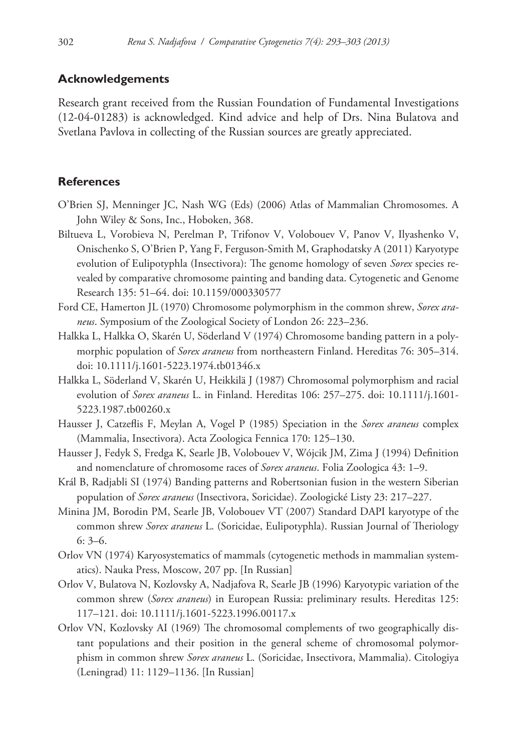## Acknowledgements

Research grant received from the Russian Foundation of Fundamental Investigations (12-04-01283) is acknowledged. Kind advice and help of Drs. Nina Bulatova and Svetlana Pavlova in collecting of the Russian sources are greatly appreciated.

## References

O'Brien SJ, Menninger JC, Nash WG (Eds) (2006) Atlas of Mammalian Chromosomes. A John Wiley & Sons, Inc., Hoboken, 368.

Biltueva L, Vorobieva N, Perelman P, Trifonov V, Volobouev V, Panov V, Ilyashenko V, Onischenko S, O'Brien P, Yang F, Ferguson-Smith M, Graphodatsky A (2011) Karyotype evolution of Eulipotyphla (Insectivora): The genome homology of seven *Sorex* species revealed by comparative chromosome painting and banding data. Cytogenetic and Genome Research 135: 51–64. doi: 10.1159/000330577

Ford CE, Hamerton JL (1970) Chromosome polymorphism in the common shrew, *Sorex araneus*. Symposium of the Zoological Society of London 26: 223–236.

Halkka L, Halkka O, Skarén U, Söderland V (1974) Chromosome banding pattern in a polymorphic population of *Sorex araneus* from northeastern Finland. Hereditas 76: 305–314. doi: 10.1111/j.1601-5223.1974.tb01346.x

Halkka L, Söderland V, Skarén U, Heikkilä J (1987) Chromosomal polymorphism and racial evolution of *Sorex araneus* L. in Finland. Hereditas 106: 257–275. doi: 10.1111/j.1601-5223.1987.tb00260.x

Hausser J, Catzeflis F, Meylan A, Vogel P (1985) Speciation in the *Sorex araneus* complex (Mammalia, Insectivora). Acta Zoologica Fennica 170: 125–130.

Hausser J, Fedyk S, Fredga K, Searle JB, Volobouev V, Wójcik JM, Zima J (1994) Definition and nomenclature of chromosome races of *Sorex araneus*. Folia Zoologica 43: 1–9.

Král B, Radjabli SI (1974) Banding patterns and Robertsonian fusion in the western Siberian population of *Sorex araneus* (Insectivora, Soricidae). Zoologické Listy 23: 217–227.

Minina JM, Borodin PM, Searle JB, Volobouev VT (2007) Standard DAPI karyotype of the common shrew *Sorex araneus* L. (Soricidae, Eulipotyphla). Russian Journal of Theriology 6: 3–6.

Orlov VN (1974) Karyosystematics of mammals (cytogenetic methods in mammalian systematics). Nauka Press, Moscow, 207 pp. [In Russian]

Orlov V, Bulatova N, Kozlovsky A, Nadjafova R, Searle JB (1996) Karyotypic variation of the common shrew (*Sorex araneus*) in European Russia: preliminary results. Hereditas 125: 117–121. doi: 10.1111/j.1601-5223.1996.00117.x

Orlov VN, Kozlovsky AI (1969) The chromosomal complements of two geographically distant populations and their position in the general scheme of chromosomal polymorphism in common shrew *Sorex araneus* L. (Soricidae, Insectivora, Mammalia). Citologiya (Leningrad) 11: 1129–1136. [In Russian]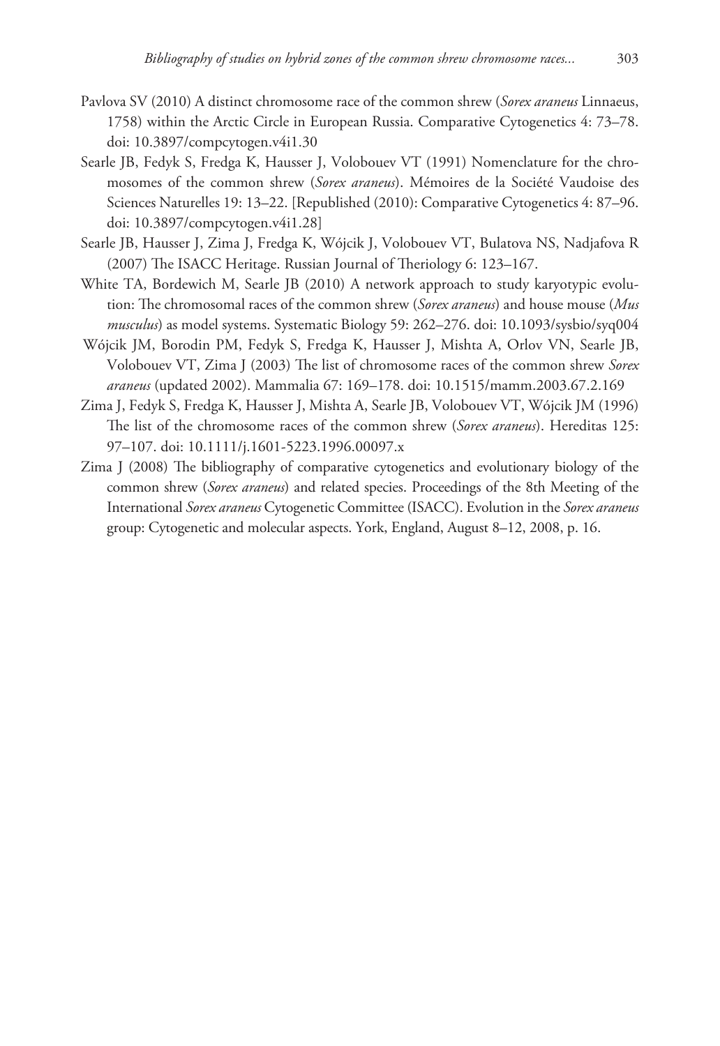Pavlova SV (2010) A distinct chromosome race of the common shrew (*Sorex araneus* Linnaeus, 1758) within the Arctic Circle in European Russia. Comparative Cytogenetics 4: 73–78. doi: 10.3897/compcytogen.v4i1.30

Searle JB, Fedyk S, Fredga K, Hausser J, Volobouev VT (1991) Nomenclature for the chromosomes of the common shrew (*Sorex araneus*). Mémoires de la Société Vaudoise des Sciences Naturelles 19: 13–22. [Republished (2010): Comparative Cytogenetics 4: 87–96. doi: 10.3897/compcytogen.v4i1.28]

Searle JB, Hausser J, Zima J, Fredga K, Wójcik J, Volobouev VT, Bulatova NS, Nadjafova R (2007) The ISACC Heritage. Russian Journal of Theriology 6: 123–167.

White TA, Bordewich M, Searle JB (2010) A network approach to study karyotypic evolution: The chromosomal races of the common shrew (*Sorex araneus*) and house mouse (*Mus musculus*) as model systems. Systematic Biology 59: 262–276. doi: 10.1093/sysbio/syq004

Wójcik JM, Borodin PM, Fedyk S, Fredga K, Hausser J, Mishta A, Orlov VN, Searle JB, Volobouev VT, Zima J (2003) The list of chromosome races of the common shrew *Sorex araneus* (updated 2002). Mammalia 67: 169–178. doi: 10.1515/mamm.2003.67.2.169

Zima J, Fedyk S, Fredga K, Hausser J, Mishta A, Searle JB, Volobouev VT, Wójcik JM (1996) The list of the chromosome races of the common shrew (*Sorex araneus*). Hereditas 125: 97–107. doi: 10.1111/j.1601-5223.1996.00097.x

Zima J (2008) The bibliography of comparative cytogenetics and evolutionary biology of the common shrew (*Sorex araneus*) and related species. Proceedings of the 8th Meeting of the International *Sorex araneus* Cytogenetic Committee (ISACC). Evolution in the *Sorex araneus* group: Cytogenetic and molecular aspects. York, England, August 8–12, 2008, p. 16.